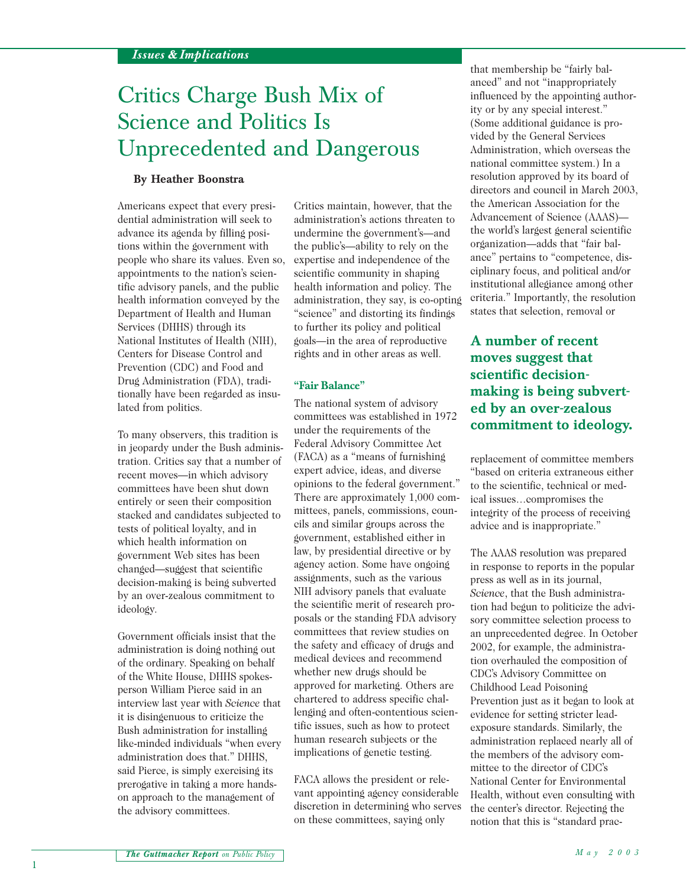*Issues & Implications*

# Critics Charge Bush Mix of Science and Politics Is Unprecedented and Dangerous

**By Heather Boonstra**

Americans expect that every presidential administration will seek to advance its agenda by filling positions within the government with people who share its values. Even so, appointments to the nation's scientific advisory panels, and the public health information conveyed by the Department of Health and Human Services (DHHS) through its National Institutes of Health (NIH), Centers for Disease Control and Prevention (CDC) and Food and Drug Administration (FDA), traditionally have been regarded as insulated from politics.

To many observers, this tradition is in jeopardy under the Bush administration. Critics say that a number of recent moves—in which advisory committees have been shut down entirely or seen their composition stacked and candidates subjected to tests of political loyalty, and in which health information on government Web sites has been changed—suggest that scientific decision-making is being subverted by an over-zealous commitment to ideology.

Government officials insist that the administration is doing nothing out of the ordinary. Speaking on behalf of the White House, DHHS spokesperson William Pierce said in an interview last year with *Science* that it is disingenuous to criticize the Bush administration for installing like-minded individuals "when every administration does that." DHHS, said Pierce, is simply exercising its prerogative in taking a more hands-on approach to the management of the advisory committees.

Critics maintain, however, that the administration's actions threaten to undermine the government's—and the public's—ability to rely on the expertise and independence of the scientific community in shaping health information and policy. The administration, they say, is co-opting "science" and distorting its findings to further its policy and political goals—in the area of reproductive rights and in other areas as well.

## "Fair Balance"

The national system of advisory committees was established in 1972 under the requirements of the Federal Advisory Committee Act (FACA) as a "means of furnishing expert advice, ideas, and diverse opinions to the federal government." There are approximately 1,000 committees, panels, commissions, councils and similar groups across the government, established either in law, by presidential directive or by agency action. Some have ongoing assignments, such as the various NIH advisory panels that evaluate the scientific merit of research proposals or the standing FDA advisory committees that review studies on the safety and efficacy of drugs and medical devices and recommend whether new drugs should be approved for marketing. Others are chartered to address specific challenging and often-contentious scientific issues, such as how to protect human research subjects or the implications of genetic testing.

FACA allows the president or relevant appointing agency considerable discretion in determining who serves on these committees, saying only that membership be "fairly balanced" and not "inappropriately influenced by the appointing authority or by any special interest." (Some additional guidance is provided by the General Services Administration, which overseas the national committee system.) In a resolution approved by its board of directors and council in March 2003, the American Association for the Advancement of Science (AAAS)—the world's largest general scientific organization—adds that "fair balance" pertains to "competence, disciplinary focus, and political and/or institutional allegiance among other criteria." Importantly, the resolution states that selection, removal or replacement of committee members "based on criteria extraneous either to the scientific, technical or medical issues…compromises the integrity of the process of receiving advice and is inappropriate."

**A number of recent moves suggest that scientific decision-making is being subverted by an over-zealous commitment to ideology.**

The AAAS resolution was prepared in response to reports in the popular press as well as in its journal, *Science*, that the Bush administration had begun to politicize the advisory committee selection process to an unprecedented degree. In October 2002, for example, the administration overhauled the composition of CDC's Advisory Committee on Childhood Lead Poisoning Prevention just as it began to look at evidence for setting stricter lead-exposure standards. Similarly, the administration replaced nearly all of the members of the advisory committee to the director of CDC's National Center for Environmental Health, without even consulting with the center's director. Rejecting the notion that this is "standard prac-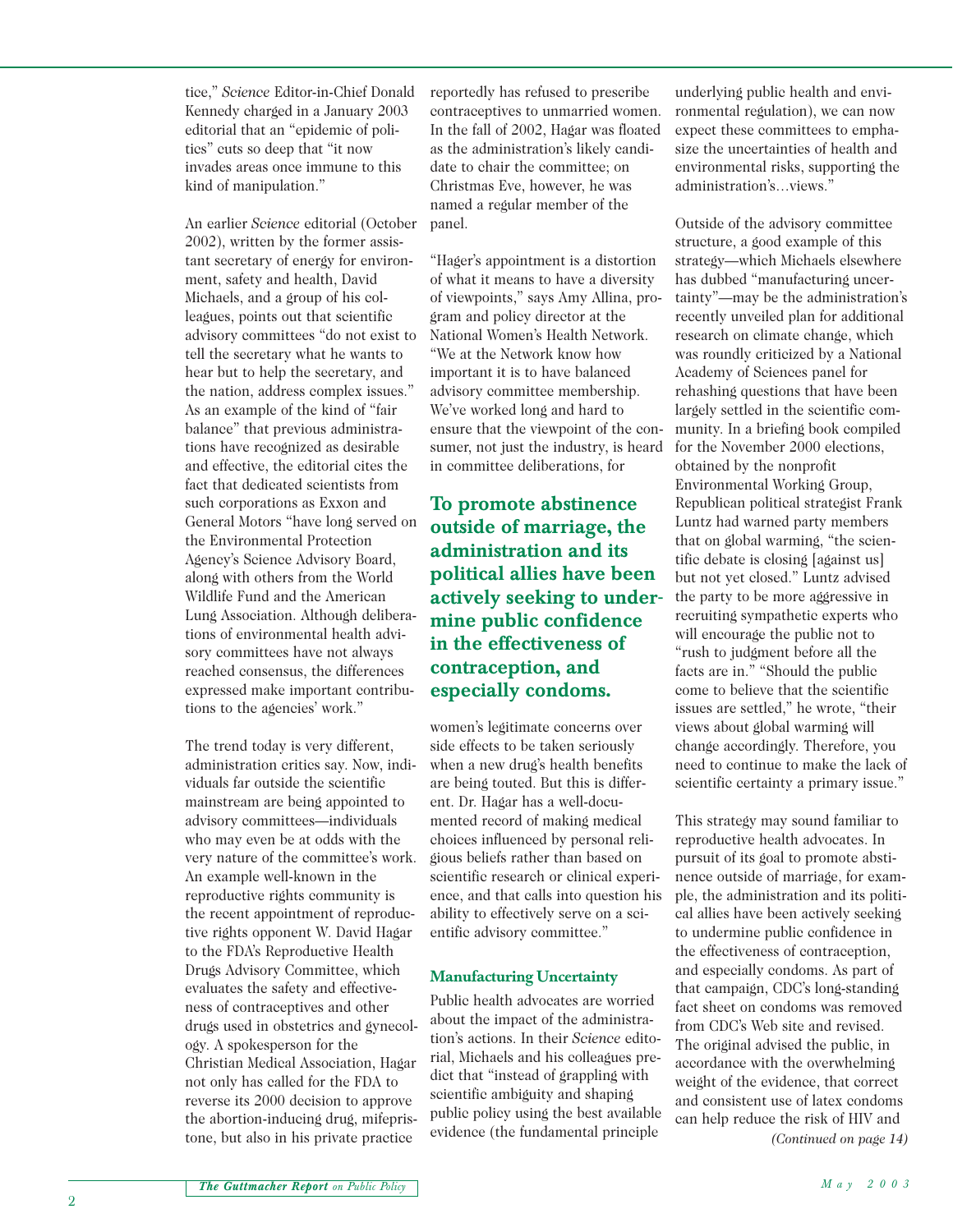tice," *Science* Editor-in-Chief Donald Kennedy charged in a January 2003 editorial that an "epidemic of politics" cuts so deep that "it now invades areas once immune to this kind of manipulation."

An earlier *Science* editorial (October 2002), written by the former assistant secretary of energy for environment, safety and health, David Michaels, and a group of his colleagues, points out that scientific advisory committees "do not exist to tell the secretary what he wants to hear but to help the secretary, and the nation, address complex issues." As an example of the kind of "fair balance" that previous administrations have recognized as desirable and effective, the editorial cites the fact that dedicated scientists from such corporations as Exxon and General Motors "have long served on the Environmental Protection Agency's Science Advisory Board, along with others from the World Wildlife Fund and the American Lung Association. Although deliberations of environmental health advisory committees have not always reached consensus, the differences expressed make important contributions to the agencies' work."

The trend today is very different, administration critics say. Now, individuals far outside the scientific mainstream are being appointed to advisory committees—individuals who may even be at odds with the very nature of the committee's work. An example well-known in the reproductive rights community is the recent appointment of reproductive rights opponent W. David Hagar to the FDA's Reproductive Health Drugs Advisory Committee, which evaluates the safety and effectiveness of contraceptives and other drugs used in obstetrics and gynecology. A spokesperson for the Christian Medical Association, Hagar not only has called for the FDA to reverse its 2000 decision to approve the abortion-inducing drug, mifepristone, but also in his private practice reportedly has refused to prescribe contraceptives to unmarried women. In the fall of 2002, Hagar was floated as the administration's likely candidate to chair the committee; on Christmas Eve, however, he was named a regular member of the panel.

"Hager's appointment is a distortion of what it means to have a diversity of viewpoints," says Amy Allina, program and policy director at the National Women's Health Network. "We at the Network know how important it is to have balanced advisory committee membership. We've worked long and hard to ensure that the viewpoint of the consumer, not just the industry, is heard in committee deliberations, for women's legitimate concerns over side effects to be taken seriously when a new drug's health benefits are being touted. But this is different. Dr. Hagar has a well-documented record of making medical choices influenced by personal religious beliefs rather than based on scientific research or clinical experience, and that calls into question his ability to effectively serve on a scientific advisory committee."

**To promote abstinence outside of marriage, the administration and its political allies have been actively seeking to undermine public confidence in the effectiveness of contraception, and especially condoms.**

### Manufacturing Uncertainty

Public health advocates are worried about the impact of the administration's actions. In their *Science* editorial, Michaels and his colleagues predict that "instead of grappling with scientific ambiguity and shaping public policy using the best available evidence (the fundamental principle underlying public health and environmental regulation), we can now expect these committees to emphasize the uncertainties of health and environmental risks, supporting the administration's…views."

Outside of the advisory committee structure, a good example of this strategy—which Michaels elsewhere has dubbed "manufacturing uncertainty"—may be the administration's recently unveiled plan for additional research on climate change, which was roundly criticized by a National Academy of Sciences panel for rehashing questions that have been largely settled in the scientific community. In a briefing book compiled for the November 2000 elections, obtained by the nonprofit Environmental Working Group, Republican political strategist Frank Luntz had warned party members that on global warming, "the scientific debate is closing [against us] but not yet closed." Luntz advised the party to be more aggressive in recruiting sympathetic experts who will encourage the public not to "rush to judgment before all the facts are in." "Should the public come to believe that the scientific issues are settled," he wrote, "their views about global warming will change accordingly. Therefore, you need to continue to make the lack of scientific certainty a primary issue."

This strategy may sound familiar to reproductive health advocates. In pursuit of its goal to promote abstinence outside of marriage, for example, the administration and its political allies have been actively seeking to undermine public confidence in the effectiveness of contraception, and especially condoms. As part of that campaign, CDC's long-standing fact sheet on condoms was removed from CDC's Web site and revised. The original advised the public, in accordance with the overwhelming weight of the evidence, that correct and consistent use of latex condoms can help reduce the risk of HIV and

*(Continued on page 14)*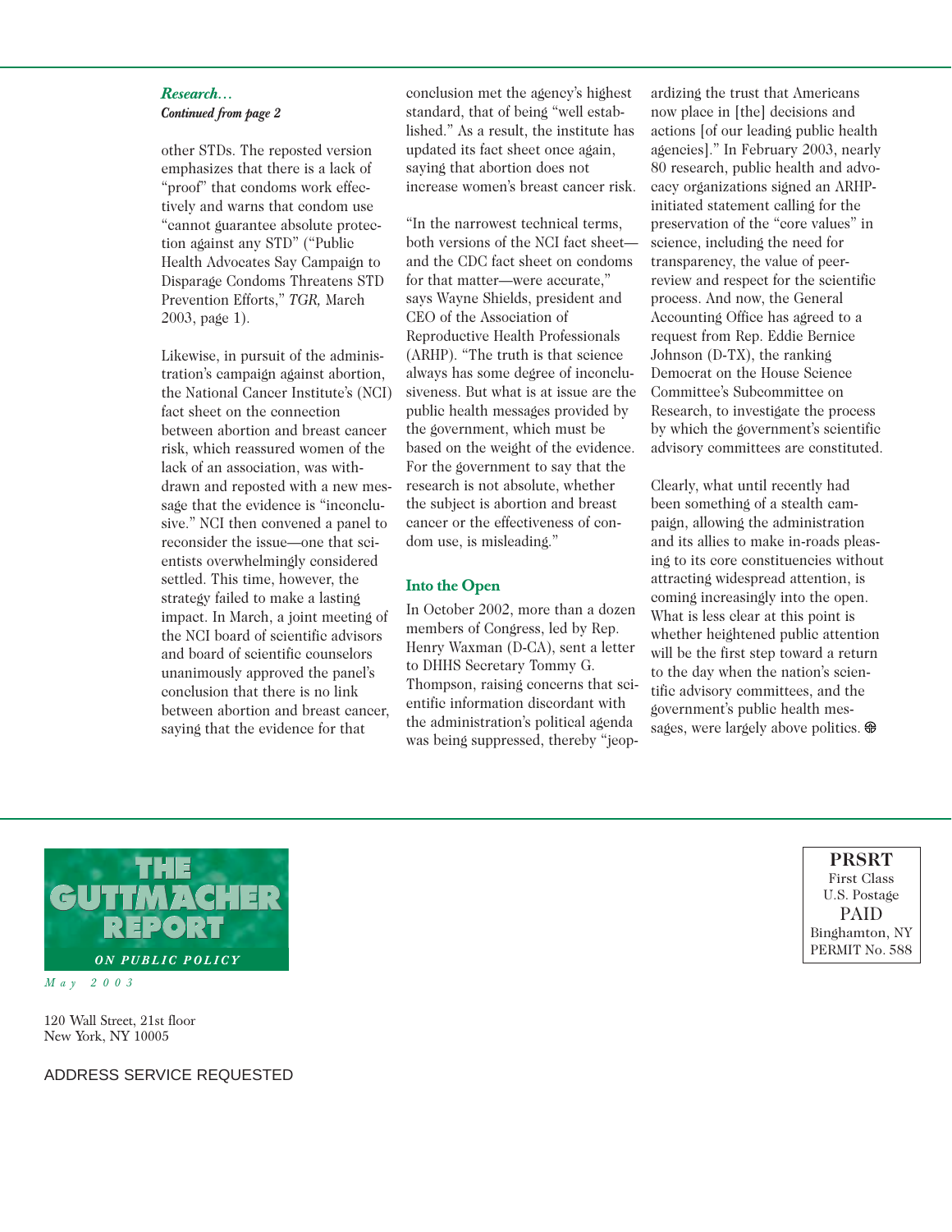*Research…*
*Continued from page 2*

other STDs. The reposted version emphasizes that there is a lack of "proof" that condoms work effectively and warns that condom use "cannot guarantee absolute protection against any STD" ("Public Health Advocates Say Campaign to Disparage Condoms Threatens STD Prevention Efforts," *TGR,* March 2003, page 1).

Likewise, in pursuit of the administration's campaign against abortion, the National Cancer Institute's (NCI) fact sheet on the connection between abortion and breast cancer risk, which reassured women of the lack of an association, was withdrawn and reposted with a new message that the evidence is "inconclusive." NCI then convened a panel to reconsider the issue—one that scientists overwhelmingly considered settled. This time, however, the strategy failed to make a lasting impact. In March, a joint meeting of the NCI board of scientific advisors and board of scientific counselors unanimously approved the panel's conclusion that there is no link between abortion and breast cancer, saying that the evidence for that conclusion met the agency's highest standard, that of being "well established." As a result, the institute has updated its fact sheet once again, saying that abortion does not increase women's breast cancer risk.

"In the narrowest technical terms, both versions of the NCI fact sheet—and the CDC fact sheet on condoms for that matter—were accurate," says Wayne Shields, president and CEO of the Association of Reproductive Health Professionals (ARHP). "The truth is that science always has some degree of inconclusiveness. But what is at issue are the public health messages provided by the government, which must be based on the weight of the evidence. For the government to say that the research is not absolute, whether the subject is abortion and breast cancer or the effectiveness of condom use, is misleading."

## Into the Open

In October 2002, more than a dozen members of Congress, led by Rep. Henry Waxman (D-CA), sent a letter to DHHS Secretary Tommy G. Thompson, raising concerns that scientific information discordant with the administration's political agenda was being suppressed, thereby "jeopardizing the trust that Americans now place in [the] decisions and actions [of our leading public health agencies]." In February 2003, nearly 80 research, public health and advocacy organizations signed an ARHP-initiated statement calling for the preservation of the "core values" in science, including the need for transparency, the value of peer-review and respect for the scientific process. And now, the General Accounting Office has agreed to a request from Rep. Eddie Bernice Johnson (D-TX), the ranking Democrat on the House Science Committee's Subcommittee on Research, to investigate the process by which the government's scientific advisory committees are constituted.

Clearly, what until recently had been something of a stealth campaign, allowing the administration and its allies to make in-roads pleasing to its core constituencies without attracting widespread attention, is coming increasingly into the open. What is less clear at this point is whether heightened public attention will be the first step toward a return to the day when the nation's scientific advisory committees, and the government's public health messages, were largely above politics.

THE GUTTMACHER REPORT ON PUBLIC POLICY

*May 2003*

120 Wall Street, 21st floor
New York, NY 10005

ADDRESS SERVICE REQUESTED

PRSRT
First Class
U.S. Postage
PAID
Binghamton, NY
PERMIT No. 588